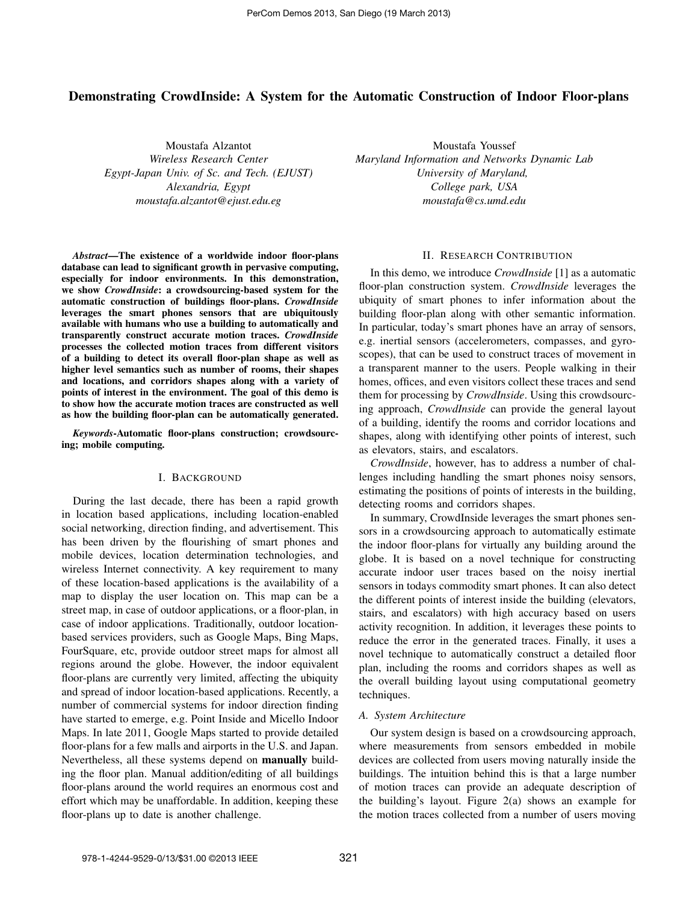# Demonstrating CrowdInside: A System for the Automatic Construction of Indoor Floor-plans

Moustafa Alzantot  
*Wireless Research Center*  
*Egypt-Japan Univ. of Sc. and Tech. (EJUST)*  
*Alexandria, Egypt*  
*moustafa.alzantot@ejust.edu.eg*

Moustafa Youssef  
*Maryland Information and Networks Dynamic Lab*  
*University of Maryland,*  
*College park, USA*  
*moustafa@cs.umd.edu*

***Abstract*—The existence of a worldwide indoor floor-plans database can lead to significant growth in pervasive computing, especially for indoor environments. In this demonstration, we show *CrowdInside*: a crowdsourcing-based system for the automatic construction of buildings floor-plans. *CrowdInside* leverages the smart phones sensors that are ubiquitously available with humans who use a building to automatically and transparently construct accurate motion traces. *CrowdInside* processes the collected motion traces from different visitors of a building to detect its overall floor-plan shape as well as higher level semantics such as number of rooms, their shapes and locations, and corridors shapes along with a variety of points of interest in the environment. The goal of this demo is to show how the accurate motion traces are constructed as well as how the building floor-plan can be automatically generated.**

***Keywords*-Automatic floor-plans construction; crowdsourcing; mobile computing.**

## I. Background

During the last decade, there has been a rapid growth in location based applications, including location-enabled social networking, direction finding, and advertisement. This has been driven by the flourishing of smart phones and mobile devices, location determination technologies, and wireless Internet connectivity. A key requirement to many of these location-based applications is the availability of a map to display the user location on. This map can be a street map, in case of outdoor applications, or a floor-plan, in case of indoor applications. Traditionally, outdoor location-based services providers, such as Google Maps, Bing Maps, FourSquare, etc, provide outdoor street maps for almost all regions around the globe. However, the indoor equivalent floor-plans are currently very limited, affecting the ubiquity and spread of indoor location-based applications. Recently, a number of commercial systems for indoor direction finding have started to emerge, e.g. Point Inside and Micello Indoor Maps. In late 2011, Google Maps started to provide detailed floor-plans for a few malls and airports in the U.S. and Japan. Nevertheless, all these systems depend on **manually** building the floor plan. Manual addition/editing of all buildings floor-plans around the world requires an enormous cost and effort which may be unaffordable. In addition, keeping these floor-plans up to date is another challenge.

## II. Research Contribution

In this demo, we introduce *CrowdInside* [1] as a automatic floor-plan construction system. *CrowdInside* leverages the ubiquity of smart phones to infer information about the building floor-plan along with other semantic information. In particular, today's smart phones have an array of sensors, e.g. inertial sensors (accelerometers, compasses, and gyroscopes), that can be used to construct traces of movement in a transparent manner to the users. People walking in their homes, offices, and even visitors collect these traces and send them for processing by *CrowdInside*. Using this crowdsourcing approach, *CrowdInside* can provide the general layout of a building, identify the rooms and corridor locations and shapes, along with identifying other points of interest, such as elevators, stairs, and escalators.

*CrowdInside*, however, has to address a number of challenges including handling the smart phones noisy sensors, estimating the positions of points of interests in the building, detecting rooms and corridors shapes.

In summary, CrowdInside leverages the smart phones sensors in a crowdsourcing approach to automatically estimate the indoor floor-plans for virtually any building around the globe. It is based on a novel technique for constructing accurate indoor user traces based on the noisy inertial sensors in todays commodity smart phones. It can also detect the different points of interest inside the building (elevators, stairs, and escalators) with high accuracy based on users activity recognition. In addition, it leverages these points to reduce the error in the generated traces. Finally, it uses a novel technique to automatically construct a detailed floor plan, including the rooms and corridors shapes as well as the overall building layout using computational geometry techniques.

### A. System Architecture

Our system design is based on a crowdsourcing approach, where measurements from sensors embedded in mobile devices are collected from users moving naturally inside the buildings. The intuition behind this is that a large number of motion traces can provide an adequate description of the building's layout. Figure 2(a) shows an example for the motion traces collected from a number of users moving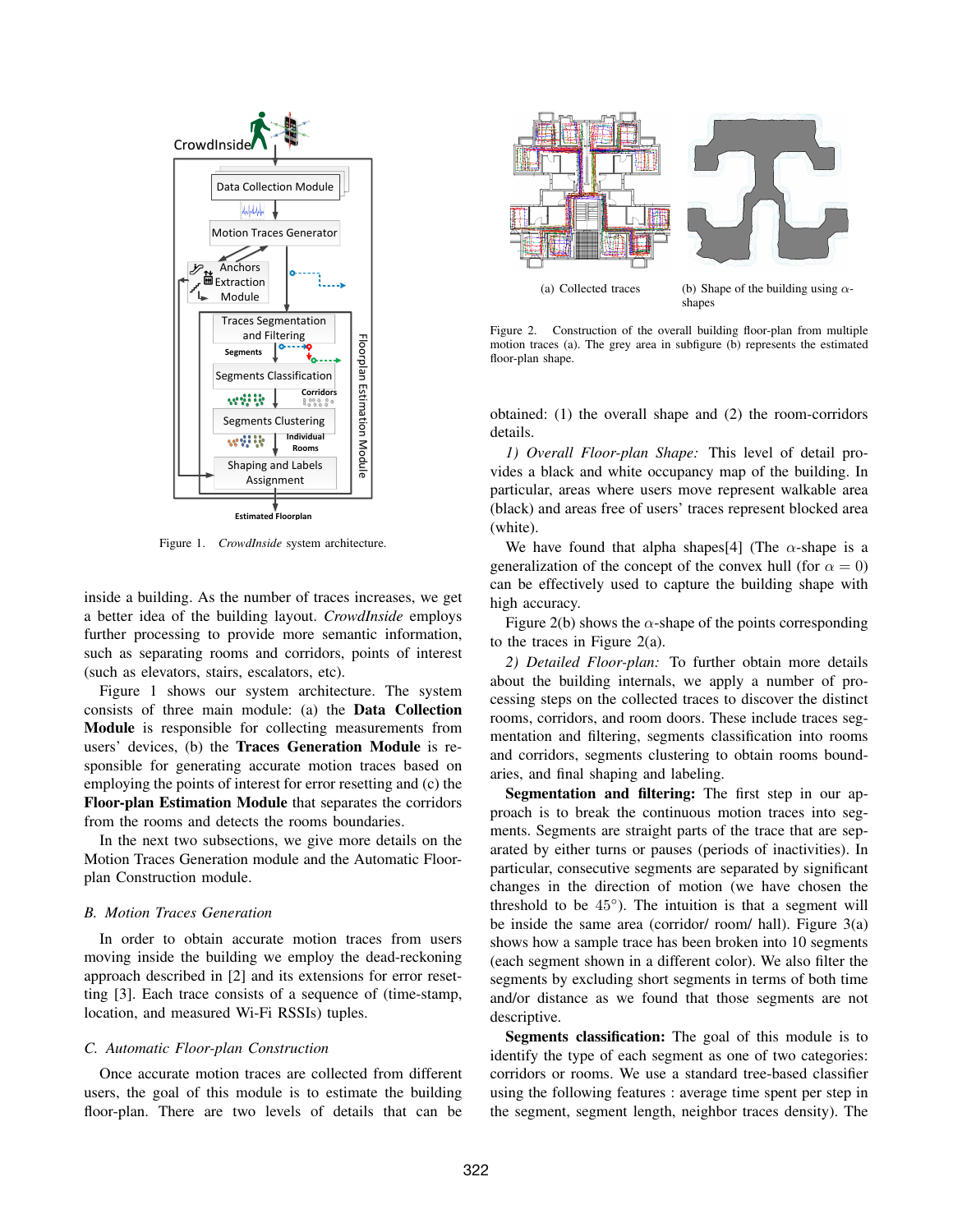Figure 1. *CrowdInside* system architecture.

inside a building. As the number of traces increases, we get a better idea of the building layout. *CrowdInside* employs further processing to provide more semantic information, such as separating rooms and corridors, points of interest (such as elevators, stairs, escalators, etc).

Figure 1 shows our system architecture. The system consists of three main module: (a) the **Data Collection Module** is responsible for collecting measurements from users' devices, (b) the **Traces Generation Module** is responsible for generating accurate motion traces based on employing the points of interest for error resetting and (c) the **Floor-plan Estimation Module** that separates the corridors from the rooms and detects the rooms boundaries.

In the next two subsections, we give more details on the Motion Traces Generation module and the Automatic Floor-plan Construction module.

### B. Motion Traces Generation

In order to obtain accurate motion traces from users moving inside the building we employ the dead-reckoning approach described in [2] and its extensions for error resetting [3]. Each trace consists of a sequence of (time-stamp, location, and measured Wi-Fi RSSIs) tuples.

### C. Automatic Floor-plan Construction

Once accurate motion traces are collected from different users, the goal of this module is to estimate the building floor-plan. There are two levels of details that can be obtained: (1) the overall shape and (2) the room-corridors details.

Figure 2. Construction of the overall building floor-plan from multiple motion traces (a). The grey area in subfigure (b) represents the estimated floor-plan shape.

(a) Collected traces

(b) Shape of the building using $\alpha$-shapes

*1) Overall Floor-plan Shape:* This level of detail provides a black and white occupancy map of the building. In particular, areas where users move represent walkable area (black) and areas free of users' traces represent blocked area (white).

We have found that alpha shapes[4] (The $\alpha$-shape is a generalization of the concept of the convex hull (for $\alpha = 0$) can be effectively used to capture the building shape with high accuracy.

Figure 2(b) shows the $\alpha$-shape of the points corresponding to the traces in Figure 2(a).

*2) Detailed Floor-plan:* To further obtain more details about the building internals, we apply a number of processing steps on the collected traces to discover the distinct rooms, corridors, and room doors. These include traces segmentation and filtering, segments classification into rooms and corridors, segments clustering to obtain rooms boundaries, and final shaping and labeling.

**Segmentation and filtering:** The first step in our approach is to break the continuous motion traces into segments. Segments are straight parts of the trace that are separated by either turns or pauses (periods of inactivities). In particular, consecutive segments are separated by significant changes in the direction of motion (we have chosen the threshold to be $45°$). The intuition is that a segment will be inside the same area (corridor/ room/ hall). Figure 3(a) shows how a sample trace has been broken into 10 segments (each segment shown in a different color). We also filter the segments by excluding short segments in terms of both time and/or distance as we found that those segments are not descriptive.

**Segments classification:** The goal of this module is to identify the type of each segment as one of two categories: corridors or rooms. We use a standard tree-based classifier using the following features : average time spent per step in the segment, segment length, neighbor traces density). The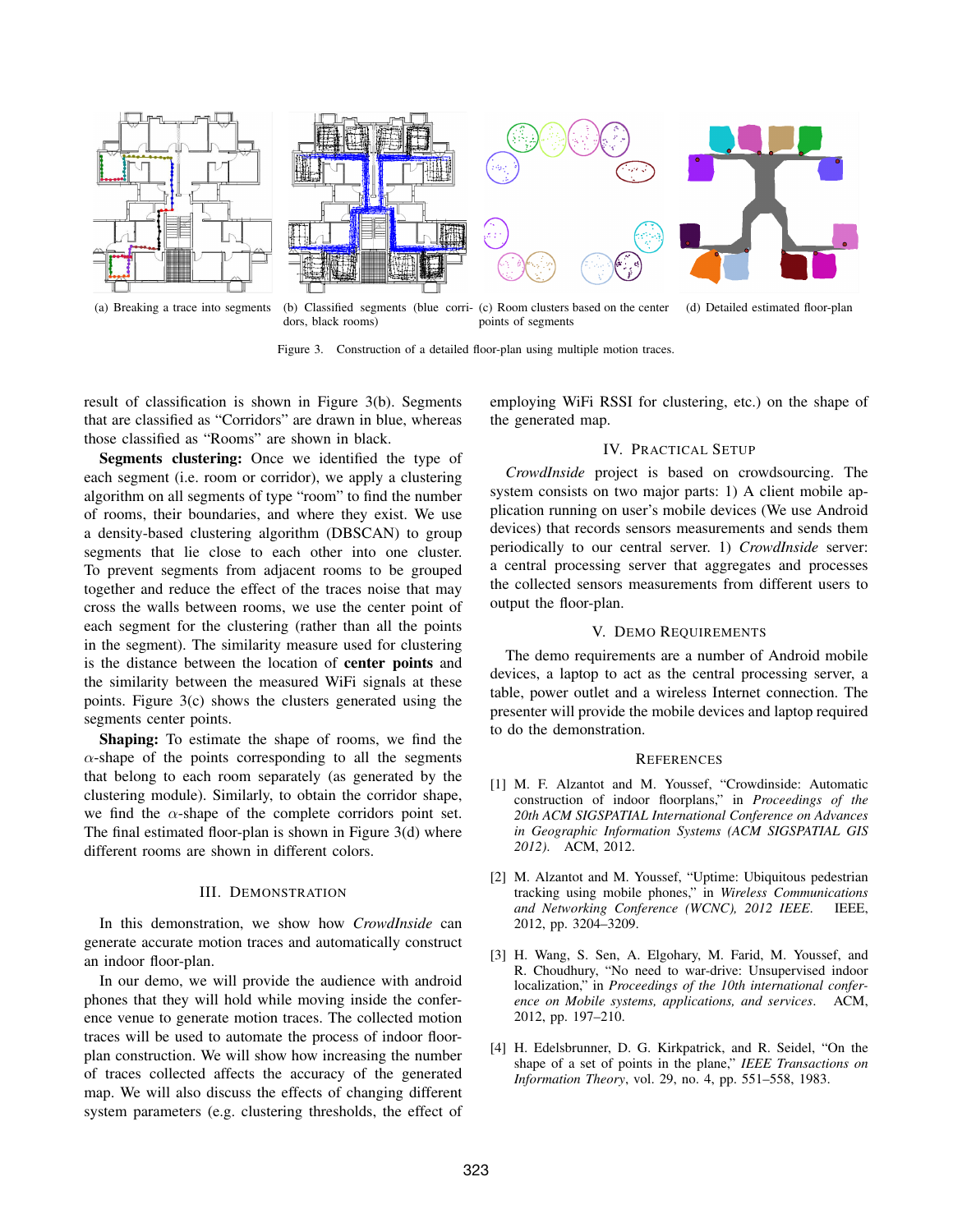(a) Breaking a trace into segments

(b) Classified segments (blue corridors, black rooms)

(c) Room clusters based on the center points of segments

(d) Detailed estimated floor-plan

Figure 3. Construction of a detailed floor-plan using multiple motion traces.

result of classification is shown in Figure 3(b). Segments that are classified as "Corridors" are drawn in blue, whereas those classified as "Rooms" are shown in black.

**Segments clustering:** Once we identified the type of each segment (i.e. room or corridor), we apply a clustering algorithm on all segments of type "room" to find the number of rooms, their boundaries, and where they exist. We use a density-based clustering algorithm (DBSCAN) to group segments that lie close to each other into one cluster. To prevent segments from adjacent rooms to be grouped together and reduce the effect of the traces noise that may cross the walls between rooms, we use the center point of each segment for the clustering (rather than all the points in the segment). The similarity measure used for clustering is the distance between the location of **center points** and the similarity between the measured WiFi signals at these points. Figure 3(c) shows the clusters generated using the segments center points.

**Shaping:** To estimate the shape of rooms, we find the $\alpha$-shape of the points corresponding to all the segments that belong to each room separately (as generated by the clustering module). Similarly, to obtain the corridor shape, we find the $\alpha$-shape of the complete corridors point set. The final estimated floor-plan is shown in Figure 3(d) where different rooms are shown in different colors.

## III. Demonstration

In this demonstration, we show how *CrowdInside* can generate accurate motion traces and automatically construct an indoor floor-plan.

In our demo, we will provide the audience with android phones that they will hold while moving inside the conference venue to generate motion traces. The collected motion traces will be used to automate the process of indoor floor-plan construction. We will show how increasing the number of traces collected affects the accuracy of the generated map. We will also discuss the effects of changing different system parameters (e.g. clustering thresholds, the effect of employing WiFi RSSI for clustering, etc.) on the shape of the generated map.

## IV. Practical Setup

*CrowdInside* project is based on crowdsourcing. The system consists on two major parts: 1) A client mobile application running on user's mobile devices (We use Android devices) that records sensors measurements and sends them periodically to our central server. 1) *CrowdInside* server: a central processing server that aggregates and processes the collected sensors measurements from different users to output the floor-plan.

## V. Demo Requirements

The demo requirements are a number of Android mobile devices, a laptop to act as the central processing server, a table, power outlet and a wireless Internet connection. The presenter will provide the mobile devices and laptop required to do the demonstration.

## References

[1] M. F. Alzantot and M. Youssef, "Crowdinside: Automatic construction of indoor floorplans," in *Proceedings of the 20th ACM SIGSPATIAL International Conference on Advances in Geographic Information Systems (ACM SIGSPATIAL GIS 2012)*. ACM, 2012.

[2] M. Alzantot and M. Youssef, "Uptime: Ubiquitous pedestrian tracking using mobile phones," in *Wireless Communications and Networking Conference (WCNC), 2012 IEEE*. IEEE, 2012, pp. 3204–3209.

[3] H. Wang, S. Sen, A. Elgohary, M. Farid, M. Youssef, and R. Choudhury, "No need to war-drive: Unsupervised indoor localization," in *Proceedings of the 10th international conference on Mobile systems, applications, and services*. ACM, 2012, pp. 197–210.

[4] H. Edelsbrunner, D. G. Kirkpatrick, and R. Seidel, "On the shape of a set of points in the plane," *IEEE Transactions on Information Theory*, vol. 29, no. 4, pp. 551–558, 1983.